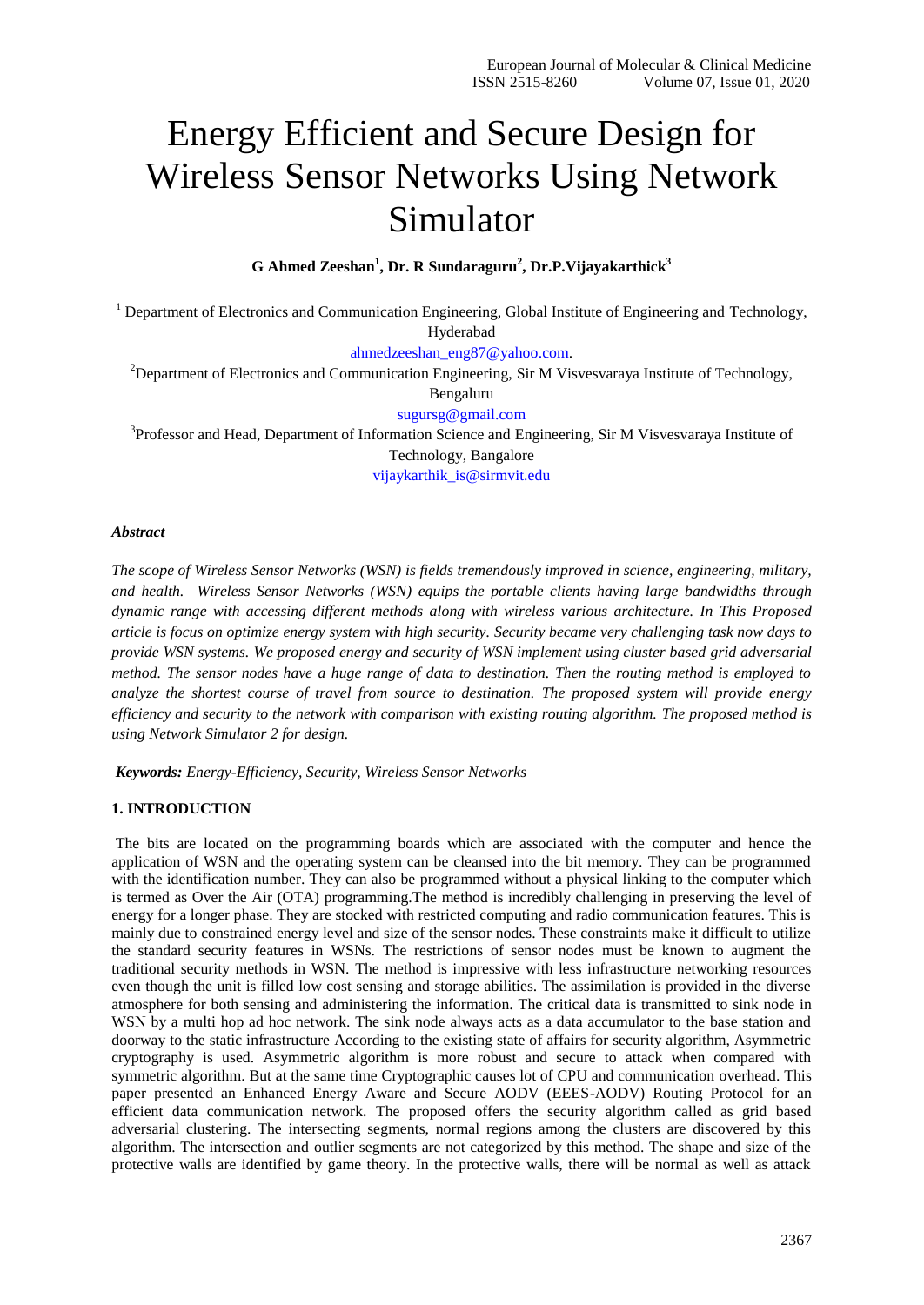# Energy Efficient and Secure Design for Wireless Sensor Networks Using Network Simulator

**G Ahmed Zeeshan[1], Dr. R Sundaraguru[2], Dr.P.Vijayakarthick[3]**

[1] Department of Electronics and Communication Engineering, Global Institute of Engineering and Technology, Hyderabad

ahmedzeeshan_eng87@yahoo.com.

[2]Department of Electronics and Communication Engineering, Sir M Visvesvaraya Institute of Technology, Bengaluru

sugursg@gmail.com

[3]Professor and Head, Department of Information Science and Engineering, Sir M Visvesvaraya Institute of Technology, Bangalore

vijaykarthik_is@sirmvit.edu

***Abstract***

*The scope of Wireless Sensor Networks (WSN) is fields tremendously improved in science, engineering, military, and health. Wireless Sensor Networks (WSN) equips the portable clients having large bandwidths through dynamic range with accessing different methods along with wireless various architecture. In This Proposed article is focus on optimize energy system with high security. Security became very challenging task now days to provide WSN systems. We proposed energy and security of WSN implement using cluster based grid adversarial method. The sensor nodes have a huge range of data to destination. Then the routing method is employed to analyze the shortest course of travel from source to destination. The proposed system will provide energy efficiency and security to the network with comparison with existing routing algorithm. The proposed method is using Network Simulator 2 for design.*

***Keywords:*** *Energy-Efficiency, Security, Wireless Sensor Networks*

## 1. INTRODUCTION

The bits are located on the programming boards which are associated with the computer and hence the application of WSN and the operating system can be cleansed into the bit memory. They can be programmed with the identification number. They can also be programmed without a physical linking to the computer which is termed as Over the Air (OTA) programming.The method is incredibly challenging in preserving the level of energy for a longer phase. They are stocked with restricted computing and radio communication features. This is mainly due to constrained energy level and size of the sensor nodes. These constraints make it difficult to utilize the standard security features in WSNs. The restrictions of sensor nodes must be known to augment the traditional security methods in WSN. The method is impressive with less infrastructure networking resources even though the unit is filled low cost sensing and storage abilities. The assimilation is provided in the diverse atmosphere for both sensing and administering the information. The critical data is transmitted to sink node in WSN by a multi hop ad hoc network. The sink node always acts as a data accumulator to the base station and doorway to the static infrastructure According to the existing state of affairs for security algorithm, Asymmetric cryptography is used. Asymmetric algorithm is more robust and secure to attack when compared with symmetric algorithm. But at the same time Cryptographic causes lot of CPU and communication overhead. This paper presented an Enhanced Energy Aware and Secure AODV (EEES-AODV) Routing Protocol for an efficient data communication network. The proposed offers the security algorithm called as grid based adversarial clustering. The intersecting segments, normal regions among the clusters are discovered by this algorithm. The intersection and outlier segments are not categorized by this method. The shape and size of the protective walls are identified by game theory. In the protective walls, there will be normal as well as attack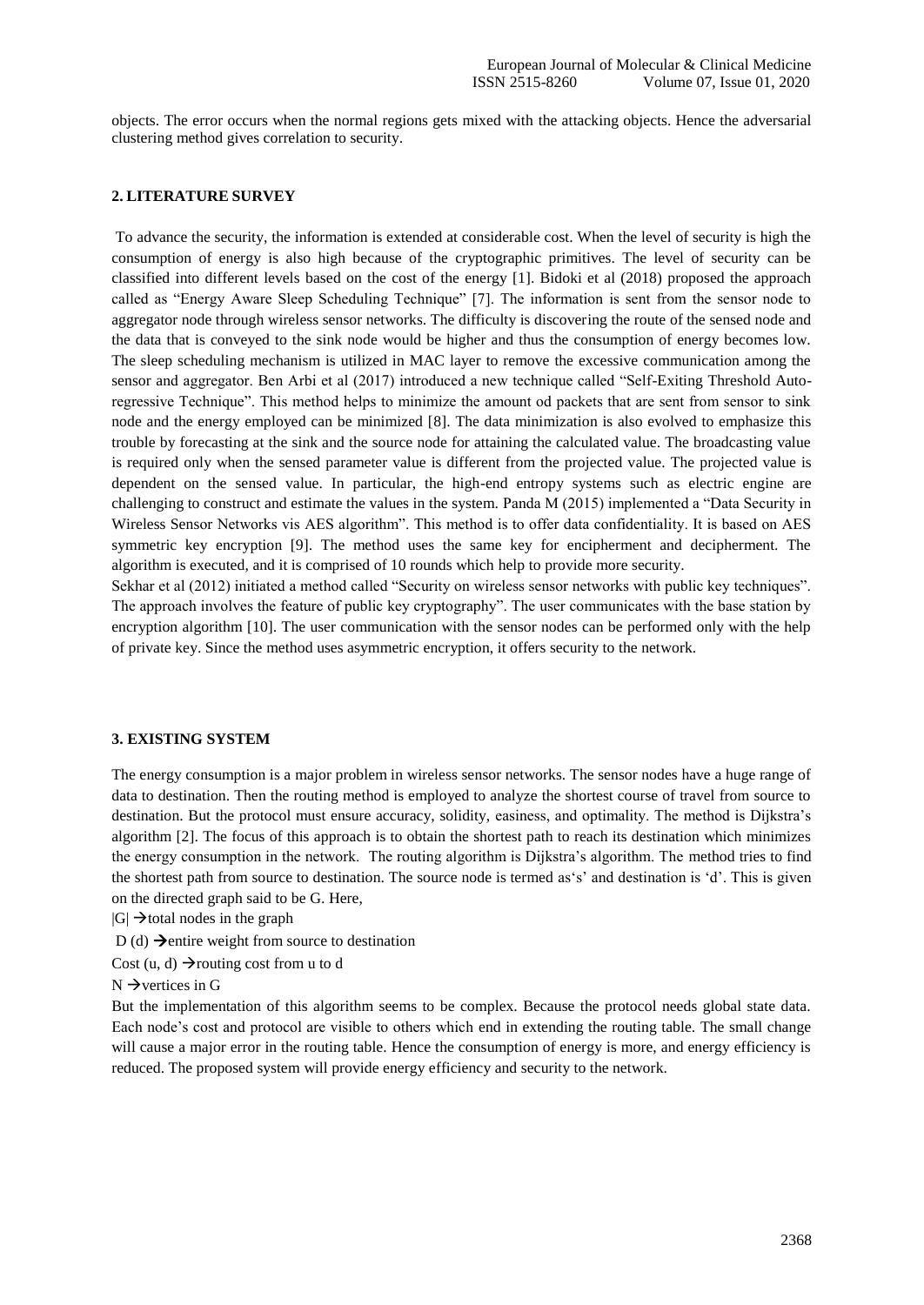objects. The error occurs when the normal regions gets mixed with the attacking objects. Hence the adversarial clustering method gives correlation to security.

## 2. LITERATURE SURVEY

To advance the security, the information is extended at considerable cost. When the level of security is high the consumption of energy is also high because of the cryptographic primitives. The level of security can be classified into different levels based on the cost of the energy [1]. Bidoki et al (2018) proposed the approach called as "Energy Aware Sleep Scheduling Technique" [7]. The information is sent from the sensor node to aggregator node through wireless sensor networks. The difficulty is discovering the route of the sensed node and the data that is conveyed to the sink node would be higher and thus the consumption of energy becomes low. The sleep scheduling mechanism is utilized in MAC layer to remove the excessive communication among the sensor and aggregator. Ben Arbi et al (2017) introduced a new technique called "Self-Exiting Threshold Auto-regressive Technique". This method helps to minimize the amount od packets that are sent from sensor to sink node and the energy employed can be minimized [8]. The data minimization is also evolved to emphasize this trouble by forecasting at the sink and the source node for attaining the calculated value. The broadcasting value is required only when the sensed parameter value is different from the projected value. The projected value is dependent on the sensed value. In particular, the high-end entropy systems such as electric engine are challenging to construct and estimate the values in the system. Panda M (2015) implemented a "Data Security in Wireless Sensor Networks vis AES algorithm". This method is to offer data confidentiality. It is based on AES symmetric key encryption [9]. The method uses the same key for encipherment and decipherment. The algorithm is executed, and it is comprised of 10 rounds which help to provide more security.

Sekhar et al (2012) initiated a method called "Security on wireless sensor networks with public key techniques". The approach involves the feature of public key cryptography". The user communicates with the base station by encryption algorithm [10]. The user communication with the sensor nodes can be performed only with the help of private key. Since the method uses asymmetric encryption, it offers security to the network.

## 3. EXISTING SYSTEM

The energy consumption is a major problem in wireless sensor networks. The sensor nodes have a huge range of data to destination. Then the routing method is employed to analyze the shortest course of travel from source to destination. But the protocol must ensure accuracy, solidity, easiness, and optimality. The method is Dijkstra's algorithm [2]. The focus of this approach is to obtain the shortest path to reach its destination which minimizes the energy consumption in the network. The routing algorithm is Dijkstra's algorithm. The method tries to find the shortest path from source to destination. The source node is termed as's' and destination is 'd'. This is given on the directed graph said to be G. Here,

$|G| \rightarrow$ total nodes in the graph

$D(d) \rightarrow$ entire weight from source to destination

$Cost(u, d) \rightarrow$ routing cost from u to d

$N \rightarrow$ vertices in G

But the implementation of this algorithm seems to be complex. Because the protocol needs global state data. Each node's cost and protocol are visible to others which end in extending the routing table. The small change will cause a major error in the routing table. Hence the consumption of energy is more, and energy efficiency is reduced. The proposed system will provide energy efficiency and security to the network.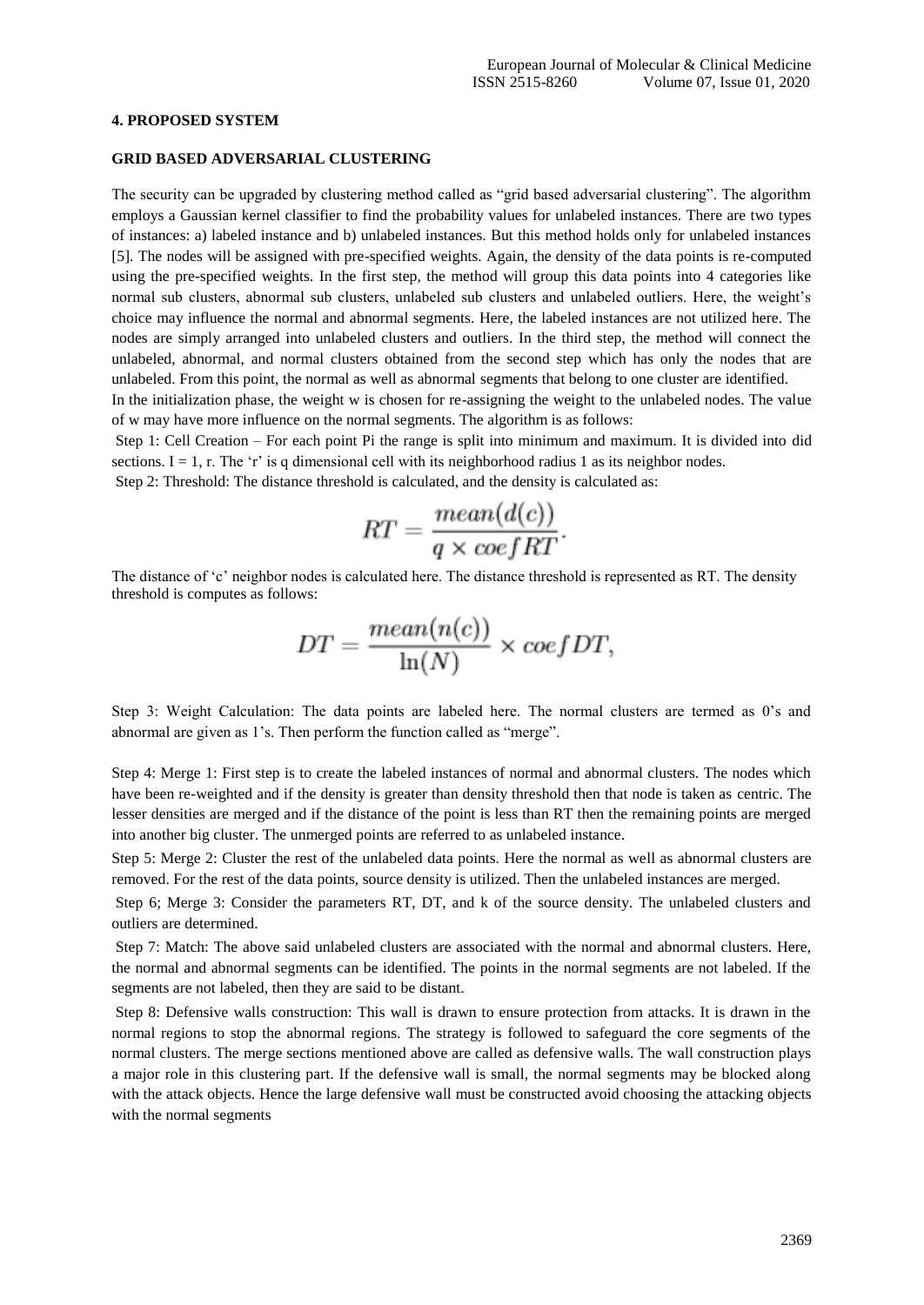## 4. PROPOSED SYSTEM

### GRID BASED ADVERSARIAL CLUSTERING

The security can be upgraded by clustering method called as "grid based adversarial clustering". The algorithm employs a Gaussian kernel classifier to find the probability values for unlabeled instances. There are two types of instances: a) labeled instance and b) unlabeled instances. But this method holds only for unlabeled instances [5]. The nodes will be assigned with pre-specified weights. Again, the density of the data points is re-computed using the pre-specified weights. In the first step, the method will group this data points into 4 categories like normal sub clusters, abnormal sub clusters, unlabeled sub clusters and unlabeled outliers. Here, the weight's choice may influence the normal and abnormal segments. Here, the labeled instances are not utilized here. The nodes are simply arranged into unlabeled clusters and outliers. In the third step, the method will connect the unlabeled, abnormal, and normal clusters obtained from the second step which has only the nodes that are unlabeled. From this point, the normal as well as abnormal segments that belong to one cluster are identified.

In the initialization phase, the weight w is chosen for re-assigning the weight to the unlabeled nodes. The value of w may have more influence on the normal segments. The algorithm is as follows:

Step 1: Cell Creation – For each point Pi the range is split into minimum and maximum. It is divided into did sections. I = 1, r. The 'r' is q dimensional cell with its neighborhood radius 1 as its neighbor nodes.

Step 2: Threshold: The distance threshold is calculated, and the density is calculated as:

$$RT = \frac{mean(d(c))}{q \times coefRT}.$$

The distance of 'c' neighbor nodes is calculated here. The distance threshold is represented as RT. The density threshold is computes as follows:

$$DT = \frac{mean(n(c))}{\ln(N)} \times coefDT,$$

Step 3: Weight Calculation: The data points are labeled here. The normal clusters are termed as 0's and abnormal are given as 1's. Then perform the function called as "merge".

Step 4: Merge 1: First step is to create the labeled instances of normal and abnormal clusters. The nodes which have been re-weighted and if the density is greater than density threshold then that node is taken as centric. The lesser densities are merged and if the distance of the point is less than RT then the remaining points are merged into another big cluster. The unmerged points are referred to as unlabeled instance.

Step 5: Merge 2: Cluster the rest of the unlabeled data points. Here the normal as well as abnormal clusters are removed. For the rest of the data points, source density is utilized. Then the unlabeled instances are merged.

Step 6; Merge 3: Consider the parameters RT, DT, and k of the source density. The unlabeled clusters and outliers are determined.

Step 7: Match: The above said unlabeled clusters are associated with the normal and abnormal clusters. Here, the normal and abnormal segments can be identified. The points in the normal segments are not labeled. If the segments are not labeled, then they are said to be distant.

Step 8: Defensive walls construction: This wall is drawn to ensure protection from attacks. It is drawn in the normal regions to stop the abnormal regions. The strategy is followed to safeguard the core segments of the normal clusters. The merge sections mentioned above are called as defensive walls. The wall construction plays a major role in this clustering part. If the defensive wall is small, the normal segments may be blocked along with the attack objects. Hence the large defensive wall must be constructed avoid choosing the attacking objects with the normal segments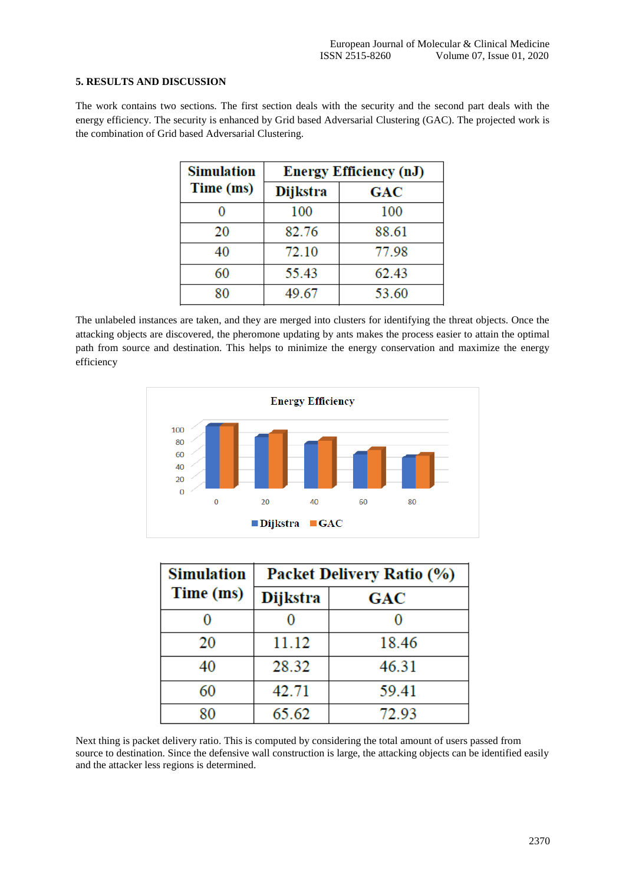## 5. RESULTS AND DISCUSSION

The work contains two sections. The first section deals with the security and the second part deals with the energy efficiency. The security is enhanced by Grid based Adversarial Clustering (GAC). The projected work is the combination of Grid based Adversarial Clustering.

| Simulation Time (ms) | Energy Efficiency (nJ) | |
|---|---|---|
| | Dijkstra | GAC |
| 0 | 100 | 100 |
| 20 | 82.76 | 88.61 |
| 40 | 72.10 | 77.98 |
| 60 | 55.43 | 62.43 |
| 80 | 49.67 | 53.60 |

The unlabeled instances are taken, and they are merged into clusters for identifying the threat objects. Once the attacking objects are discovered, the pheromone updating by ants makes the process easier to attain the optimal path from source and destination. This helps to minimize the energy conservation and maximize the energy efficiency

| Simulation Time (ms) | Packet Delivery Ratio (%) | |
|---|---|---|
| | Dijkstra | GAC |
| 0 | 0 | 0 |
| 20 | 11.12 | 18.46 |
| 40 | 28.32 | 46.31 |
| 60 | 42.71 | 59.41 |
| 80 | 65.62 | 72.93 |

Next thing is packet delivery ratio. This is computed by considering the total amount of users passed from source to destination. Since the defensive wall construction is large, the attacking objects can be identified easily and the attacker less regions is determined.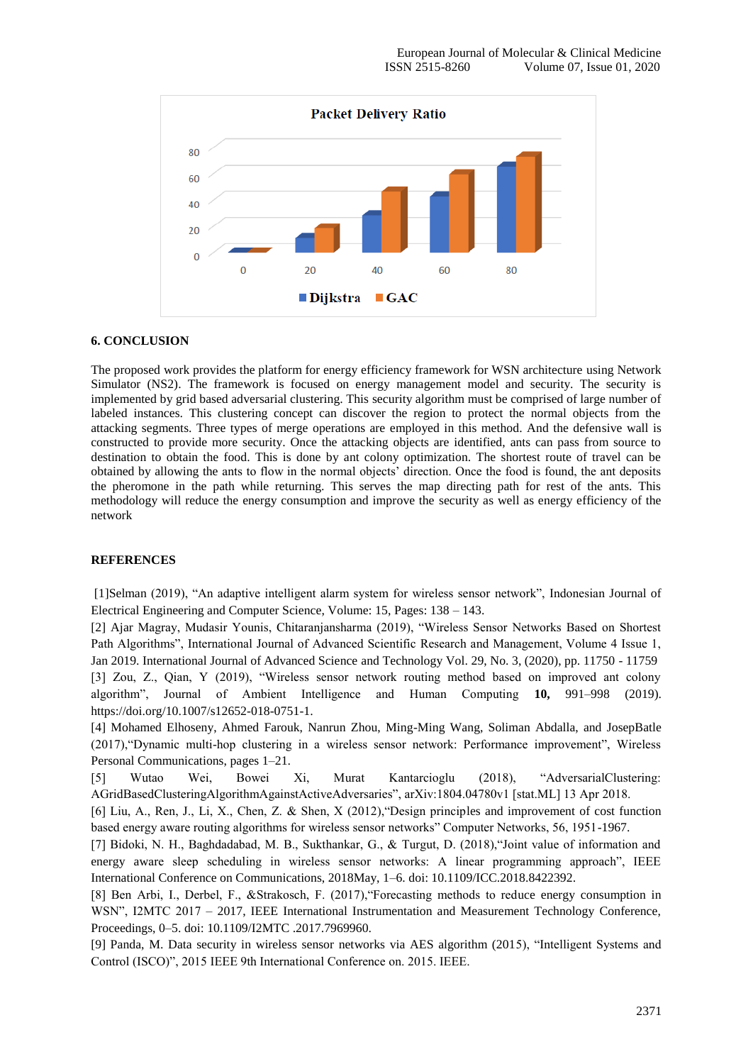## 6. CONCLUSION

The proposed work provides the platform for energy efficiency framework for WSN architecture using Network Simulator (NS2). The framework is focused on energy management model and security. The security is implemented by grid based adversarial clustering. This security algorithm must be comprised of large number of labeled instances. This clustering concept can discover the region to protect the normal objects from the attacking segments. Three types of merge operations are employed in this method. And the defensive wall is constructed to provide more security. Once the attacking objects are identified, ants can pass from source to destination to obtain the food. This is done by ant colony optimization. The shortest route of travel can be obtained by allowing the ants to flow in the normal objects' direction. Once the food is found, the ant deposits the pheromone in the path while returning. This serves the map directing path for rest of the ants. This methodology will reduce the energy consumption and improve the security as well as energy efficiency of the network

## REFERENCES

[1]Selman (2019), "An adaptive intelligent alarm system for wireless sensor network", Indonesian Journal of Electrical Engineering and Computer Science, Volume: 15, Pages: 138 – 143.

[2] Ajar Magray, Mudasir Younis, Chitaranjansharma (2019), "Wireless Sensor Networks Based on Shortest Path Algorithms", International Journal of Advanced Scientific Research and Management, Volume 4 Issue 1, Jan 2019. International Journal of Advanced Science and Technology Vol. 29, No. 3, (2020), pp. 11750 - 11759

[3] Zou, Z., Qian, Y (2019), "Wireless sensor network routing method based on improved ant colony algorithm", Journal of Ambient Intelligence and Human Computing **10,** 991–998 (2019). https://doi.org/10.1007/s12652-018-0751-1.

[4] Mohamed Elhoseny, Ahmed Farouk, Nanrun Zhou, Ming-Ming Wang, Soliman Abdalla, and JosepBatle (2017),"Dynamic multi-hop clustering in a wireless sensor network: Performance improvement", Wireless Personal Communications, pages 1–21.

[5] Wutao Wei, Bowei Xi, Murat Kantarcioglu (2018), "AdversarialClustering: AGridBasedClusteringAlgorithmAgainstActiveAdversaries", arXiv:1804.04780v1 [stat.ML] 13 Apr 2018.

[6] Liu, A., Ren, J., Li, X., Chen, Z. & Shen, X (2012),"Design principles and improvement of cost function based energy aware routing algorithms for wireless sensor networks" Computer Networks, 56, 1951-1967.

[7] Bidoki, N. H., Baghdadabad, M. B., Sukthankar, G., & Turgut, D. (2018),"Joint value of information and energy aware sleep scheduling in wireless sensor networks: A linear programming approach", IEEE International Conference on Communications, 2018May, 1–6. doi: 10.1109/ICC.2018.8422392.

[8] Ben Arbi, I., Derbel, F., &Strakosch, F. (2017),"Forecasting methods to reduce energy consumption in WSN", I2MTC 2017 – 2017, IEEE International Instrumentation and Measurement Technology Conference, Proceedings, 0–5. doi: 10.1109/I2MTC .2017.7969960.

[9] Panda, M. Data security in wireless sensor networks via AES algorithm (2015), "Intelligent Systems and Control (ISCO)", 2015 IEEE 9th International Conference on. 2015. IEEE.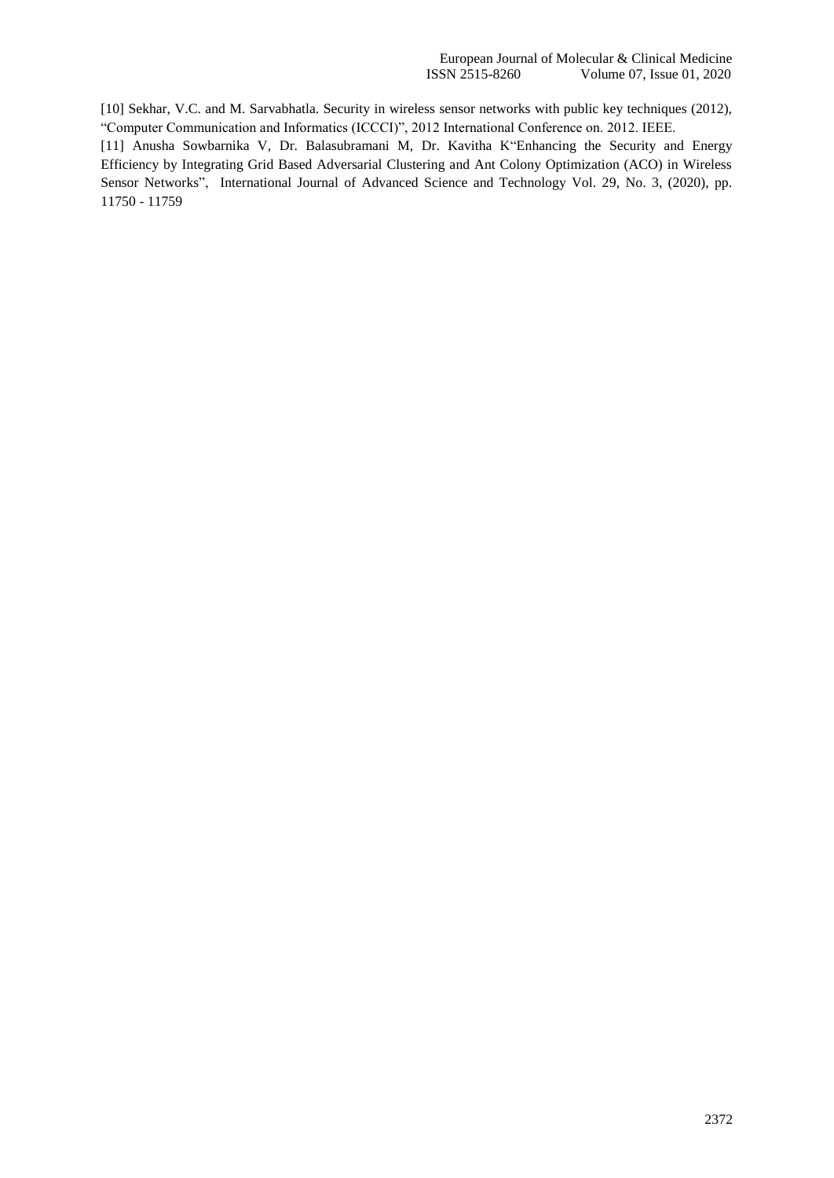[10] Sekhar, V.C. and M. Sarvabhatla. Security in wireless sensor networks with public key techniques (2012), "Computer Communication and Informatics (ICCCI)", 2012 International Conference on. 2012. IEEE.

[11] Anusha Sowbarnika V, Dr. Balasubramani M, Dr. Kavitha K"Enhancing the Security and Energy Efficiency by Integrating Grid Based Adversarial Clustering and Ant Colony Optimization (ACO) in Wireless Sensor Networks", International Journal of Advanced Science and Technology Vol. 29, No. 3, (2020), pp. 11750 - 11759